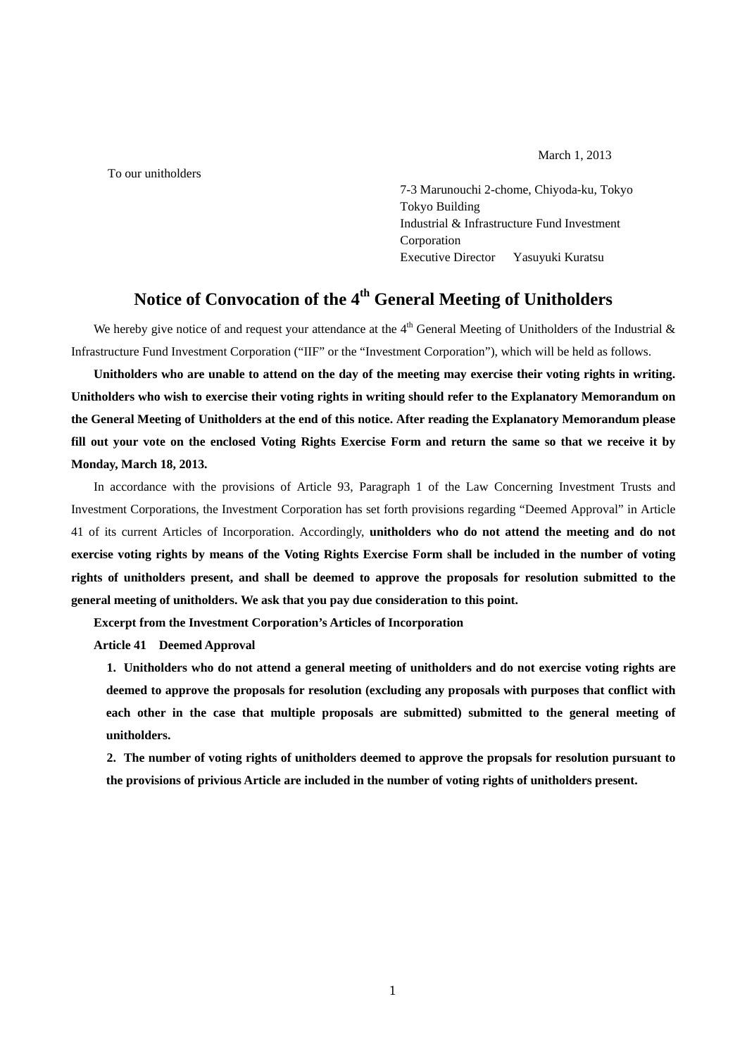March 1, 2013

To our unitholders

7-3 Marunouchi 2-chome, Chiyoda-ku, Tokyo
Tokyo Building
Industrial & Infrastructure Fund Investment Corporation
Executive Director Yasuyuki Kuratsu

# Notice of Convocation of the 4th General Meeting of Unitholders

We hereby give notice of and request your attendance at the 4th General Meeting of Unitholders of the Industrial & Infrastructure Fund Investment Corporation ("IIF" or the "Investment Corporation"), which will be held as follows.

**Unitholders who are unable to attend on the day of the meeting may exercise their voting rights in writing. Unitholders who wish to exercise their voting rights in writing should refer to the Explanatory Memorandum on the General Meeting of Unitholders at the end of this notice. After reading the Explanatory Memorandum please fill out your vote on the enclosed Voting Rights Exercise Form and return the same so that we receive it by Monday, March 18, 2013.**

In accordance with the provisions of Article 93, Paragraph 1 of the Law Concerning Investment Trusts and Investment Corporations, the Investment Corporation has set forth provisions regarding "Deemed Approval" in Article 41 of its current Articles of Incorporation. Accordingly, **unitholders who do not attend the meeting and do not exercise voting rights by means of the Voting Rights Exercise Form shall be included in the number of voting rights of unitholders present, and shall be deemed to approve the proposals for resolution submitted to the general meeting of unitholders. We ask that you pay due consideration to this point.**

**Excerpt from the Investment Corporation's Articles of Incorporation**

**Article 41 Deemed Approval**

1. **Unitholders who do not attend a general meeting of unitholders and do not exercise voting rights are deemed to approve the proposals for resolution (excluding any proposals with purposes that conflict with each other in the case that multiple proposals are submitted) submitted to the general meeting of unitholders.**
2. **The number of voting rights of unitholders deemed to approve the propsals for resolution pursuant to the provisions of privious Article are included in the number of voting rights of unitholders present.**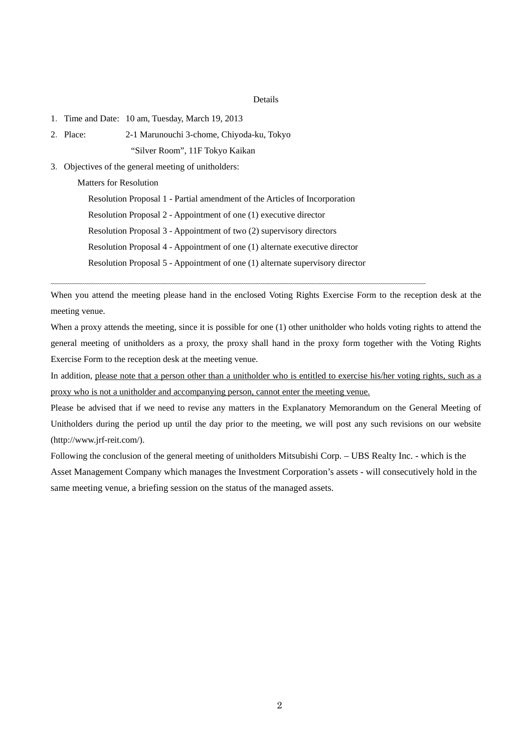Details

1. Time and Date: 10 am, Tuesday, March 19, 2013
2. Place: 2-1 Marunouchi 3-chome, Chiyoda-ku, Tokyo
   “Silver Room”, 11F Tokyo Kaikan
3. Objectives of the general meeting of unitholders:

   Matters for Resolution

   Resolution Proposal 1 - Partial amendment of the Articles of Incorporation

   Resolution Proposal 2 - Appointment of one (1) executive director

   Resolution Proposal 3 - Appointment of two (2) supervisory directors

   Resolution Proposal 4 - Appointment of one (1) alternate executive director

   Resolution Proposal 5 - Appointment of one (1) alternate supervisory director

---

When you attend the meeting please hand in the enclosed Voting Rights Exercise Form to the reception desk at the meeting venue.

When a proxy attends the meeting, since it is possible for one (1) other unitholder who holds voting rights to attend the general meeting of unitholders as a proxy, the proxy shall hand in the proxy form together with the Voting Rights Exercise Form to the reception desk at the meeting venue.

In addition, please note that a person other than a unitholder who is entitled to exercise his/her voting rights, such as a proxy who is not a unitholder and accompanying person, cannot enter the meeting venue.

Please be advised that if we need to revise any matters in the Explanatory Memorandum on the General Meeting of Unitholders during the period up until the day prior to the meeting, we will post any such revisions on our website (http://www.jrf-reit.com/).

Following the conclusion of the general meeting of unitholders Mitsubishi Corp. – UBS Realty Inc. - which is the Asset Management Company which manages the Investment Corporation’s assets - will consecutively hold in the same meeting venue, a briefing session on the status of the managed assets.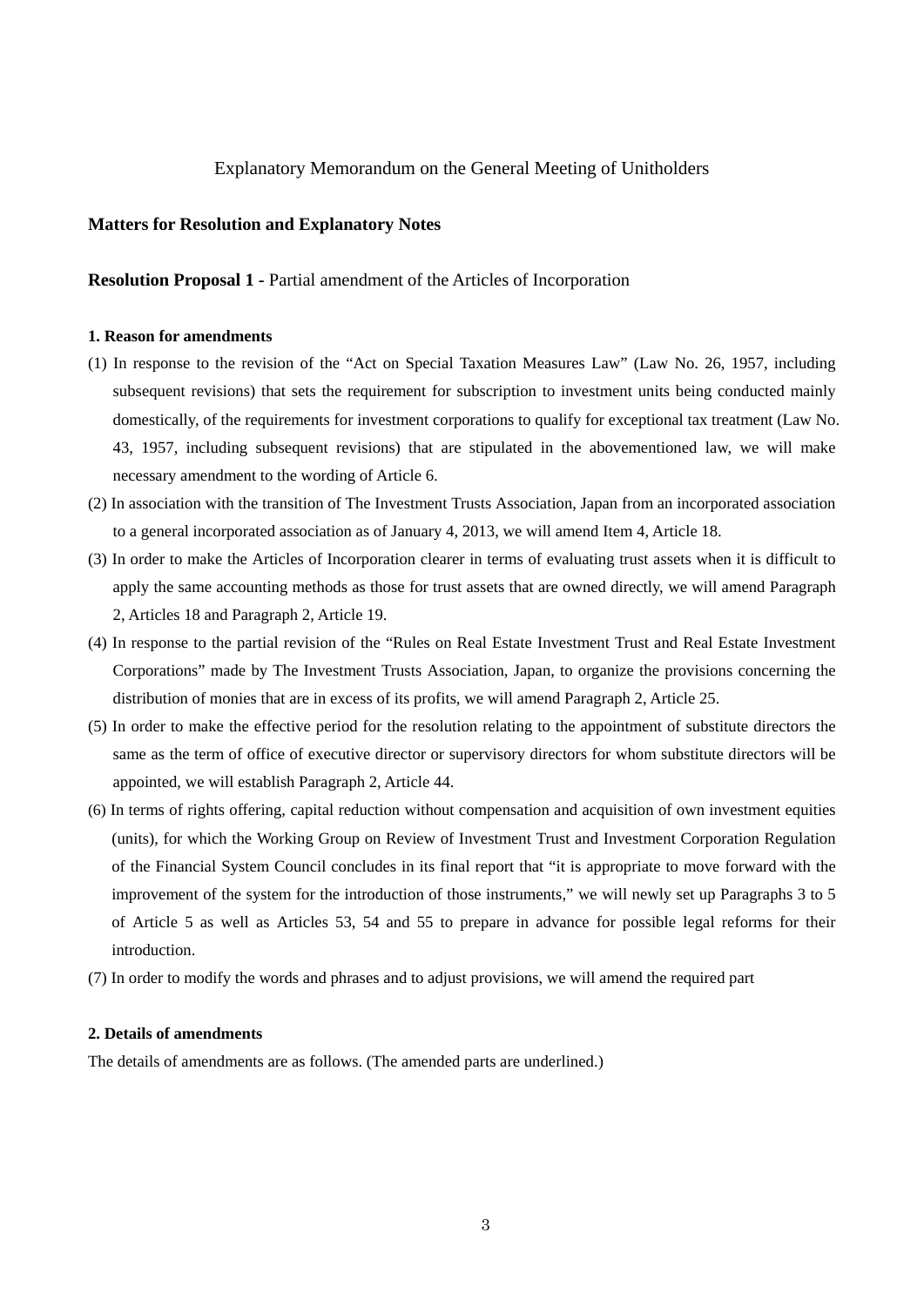# Explanatory Memorandum on the General Meeting of Unitholders

## Matters for Resolution and Explanatory Notes

**Resolution Proposal 1 -** Partial amendment of the Articles of Incorporation

### 1. Reason for amendments

(1) In response to the revision of the "Act on Special Taxation Measures Law" (Law No. 26, 1957, including subsequent revisions) that sets the requirement for subscription to investment units being conducted mainly domestically, of the requirements for investment corporations to qualify for exceptional tax treatment (Law No. 43, 1957, including subsequent revisions) that are stipulated in the abovementioned law, we will make necessary amendment to the wording of Article 6.

(2) In association with the transition of The Investment Trusts Association, Japan from an incorporated association to a general incorporated association as of January 4, 2013, we will amend Item 4, Article 18.

(3) In order to make the Articles of Incorporation clearer in terms of evaluating trust assets when it is difficult to apply the same accounting methods as those for trust assets that are owned directly, we will amend Paragraph 2, Articles 18 and Paragraph 2, Article 19.

(4) In response to the partial revision of the "Rules on Real Estate Investment Trust and Real Estate Investment Corporations" made by The Investment Trusts Association, Japan, to organize the provisions concerning the distribution of monies that are in excess of its profits, we will amend Paragraph 2, Article 25.

(5) In order to make the effective period for the resolution relating to the appointment of substitute directors the same as the term of office of executive director or supervisory directors for whom substitute directors will be appointed, we will establish Paragraph 2, Article 44.

(6) In terms of rights offering, capital reduction without compensation and acquisition of own investment equities (units), for which the Working Group on Review of Investment Trust and Investment Corporation Regulation of the Financial System Council concludes in its final report that "it is appropriate to move forward with the improvement of the system for the introduction of those instruments," we will newly set up Paragraphs 3 to 5 of Article 5 as well as Articles 53, 54 and 55 to prepare in advance for possible legal reforms for their introduction.

(7) In order to modify the words and phrases and to adjust provisions, we will amend the required part

### 2. Details of amendments

The details of amendments are as follows. (The amended parts are underlined.)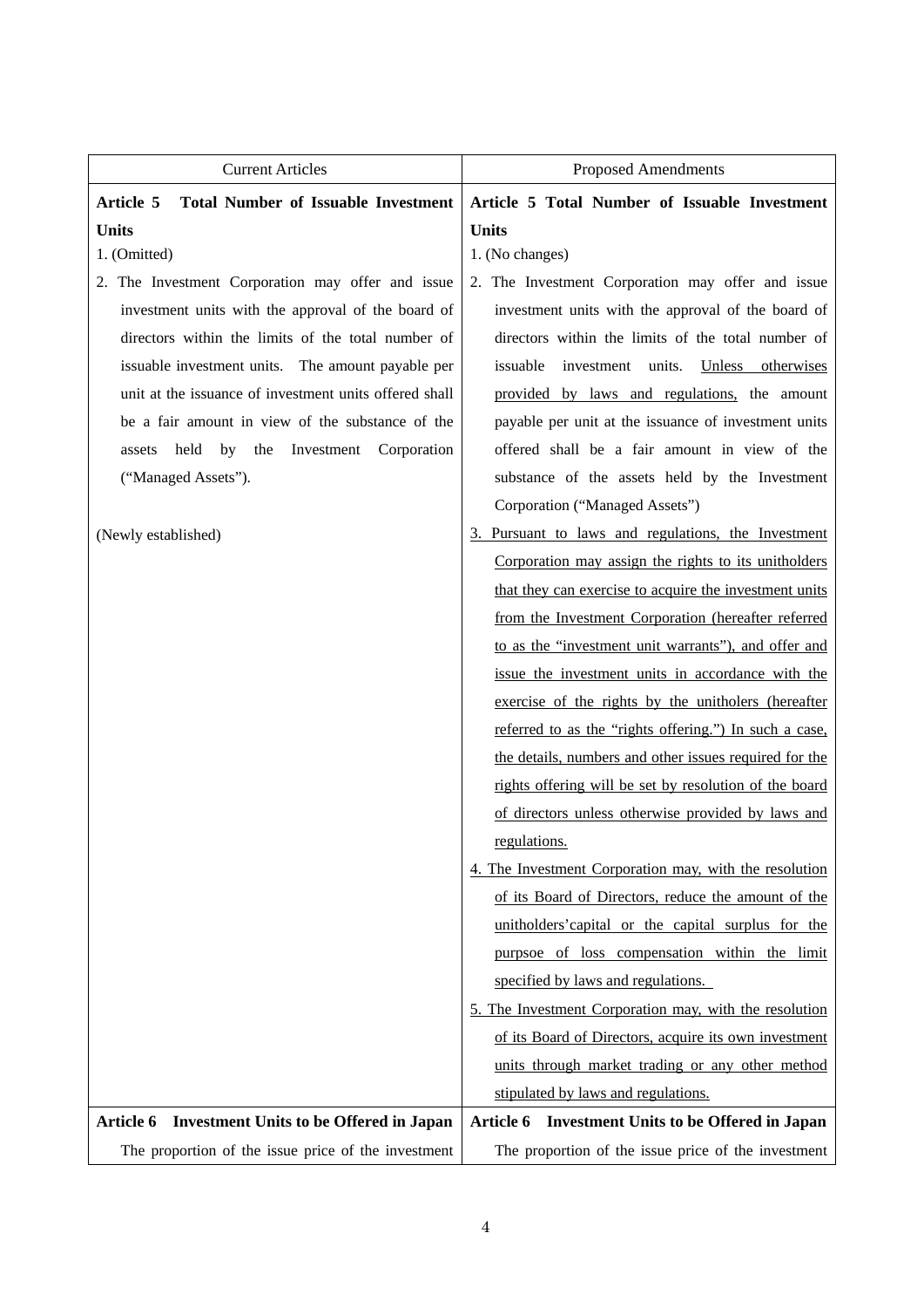| Current Articles | Proposed Amendments |
|---|---|
| **Article 5 Total Number of Issuable Investment Units** | **Article 5 Total Number of Issuable Investment Units** |
| 1. (Omitted) | 1. (No changes) |
| 2. The Investment Corporation may offer and issue investment units with the approval of the board of directors within the limits of the total number of issuable investment units. The amount payable per unit at the issuance of investment units offered shall be a fair amount in view of the substance of the assets held by the Investment Corporation ("Managed Assets"). | 2. The Investment Corporation may offer and issue investment units with the approval of the board of directors within the limits of the total number of issuable investment units. Unless otherwises provided by laws and regulations, the amount payable per unit at the issuance of investment units offered shall be a fair amount in view of the substance of the assets held by the Investment Corporation ("Managed Assets") |
| (Newly established) | 3. Pursuant to laws and regulations, the Investment Corporation may assign the rights to its unitholders that they can exercise to acquire the investment units from the Investment Corporation (hereafter referred to as the "investment unit warrants"), and offer and issue the investment units in accordance with the exercise of the rights by the unitholers (hereafter referred to as the "rights offering.") In such a case, the details, numbers and other issues required for the rights offering will be set by resolution of the board of directors unless otherwise provided by laws and regulations.<br>4. The Investment Corporation may, with the resolution of its Board of Directors, reduce the amount of the unitholders'capital or the capital surplus for the purpsoe of loss compensation within the limit specified by laws and regulations.<br>5. The Investment Corporation may, with the resolution of its Board of Directors, acquire its own investment units through market trading or any other method stipulated by laws and regulations. |
| **Article 6 Investment Units to be Offered in Japan** | **Article 6 Investment Units to be Offered in Japan** |
| The proportion of the issue price of the investment | The proportion of the issue price of the investment |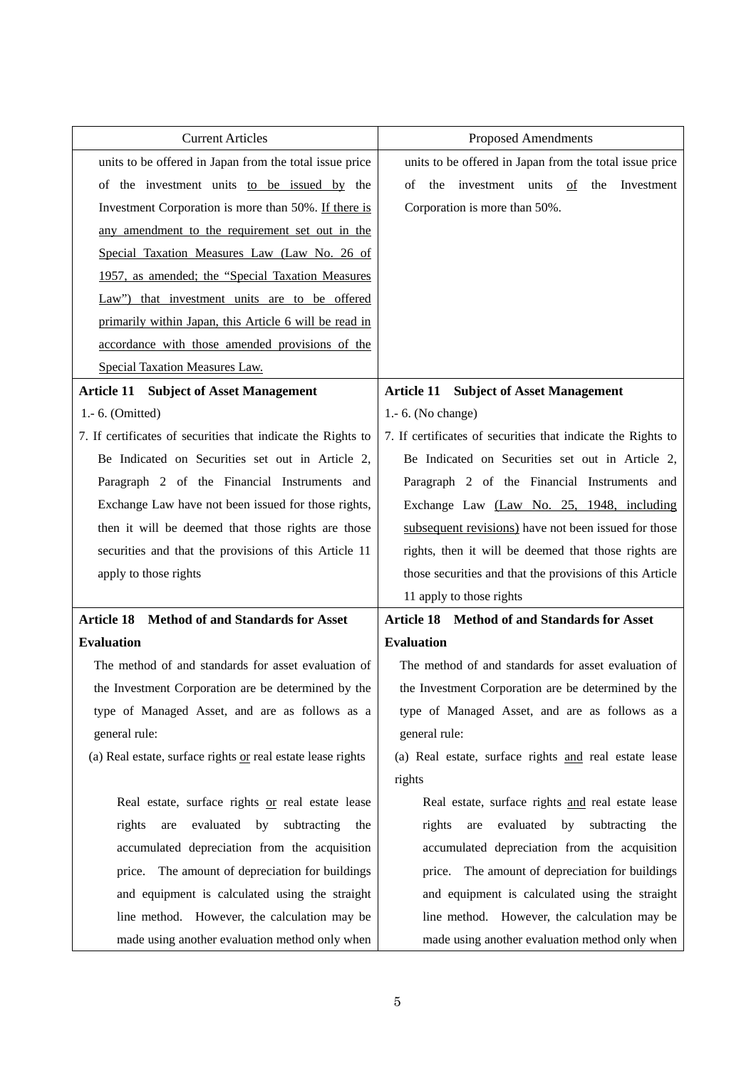| Current Articles | Proposed Amendments |
| --- | --- |
| units to be offered in Japan from the total issue price of the investment units <u>to be issued by</u> the Investment Corporation is more than 50%. <u>If there is any amendment to the requirement set out in the Special Taxation Measures Law (Law No. 26 of 1957, as amended; the "Special Taxation Measures Law") that investment units are to be offered primarily within Japan, this Article 6 will be read in accordance with those amended provisions of the Special Taxation Measures Law.</u> | units to be offered in Japan from the total issue price of the investment units <u>of</u> the Investment Corporation is more than 50%. |
| **Article 11 Subject of Asset Management** | **Article 11 Subject of Asset Management** |
| 1.- 6. (Omitted) | 1.- 6. (No change) |
| 7. If certificates of securities that indicate the Rights to Be Indicated on Securities set out in Article 2, Paragraph 2 of the Financial Instruments and Exchange Law have not been issued for those rights, then it will be deemed that those rights are those securities and that the provisions of this Article 11 apply to those rights | 7. If certificates of securities that indicate the Rights to Be Indicated on Securities set out in Article 2, Paragraph 2 of the Financial Instruments and Exchange Law <u>(Law No. 25, 1948, including subsequent revisions)</u> have not been issued for those rights, then it will be deemed that those rights are those securities and that the provisions of this Article 11 apply to those rights |
| **Article 18 Method of and Standards for Asset Evaluation** | **Article 18 Method of and Standards for Asset Evaluation** |
| The method of and standards for asset evaluation of the Investment Corporation are be determined by the type of Managed Asset, and are as follows as a general rule: | The method of and standards for asset evaluation of the Investment Corporation are be determined by the type of Managed Asset, and are as follows as a general rule: |
| (a) Real estate, surface rights <u>or</u> real estate lease rights | (a) Real estate, surface rights <u>and</u> real estate lease rights |
| Real estate, surface rights <u>or</u> real estate lease rights are evaluated by subtracting the accumulated depreciation from the acquisition price. The amount of depreciation for buildings and equipment is calculated using the straight line method. However, the calculation may be made using another evaluation method only when | Real estate, surface rights <u>and</u> real estate lease rights are evaluated by subtracting the accumulated depreciation from the acquisition price. The amount of depreciation for buildings and equipment is calculated using the straight line method. However, the calculation may be made using another evaluation method only when |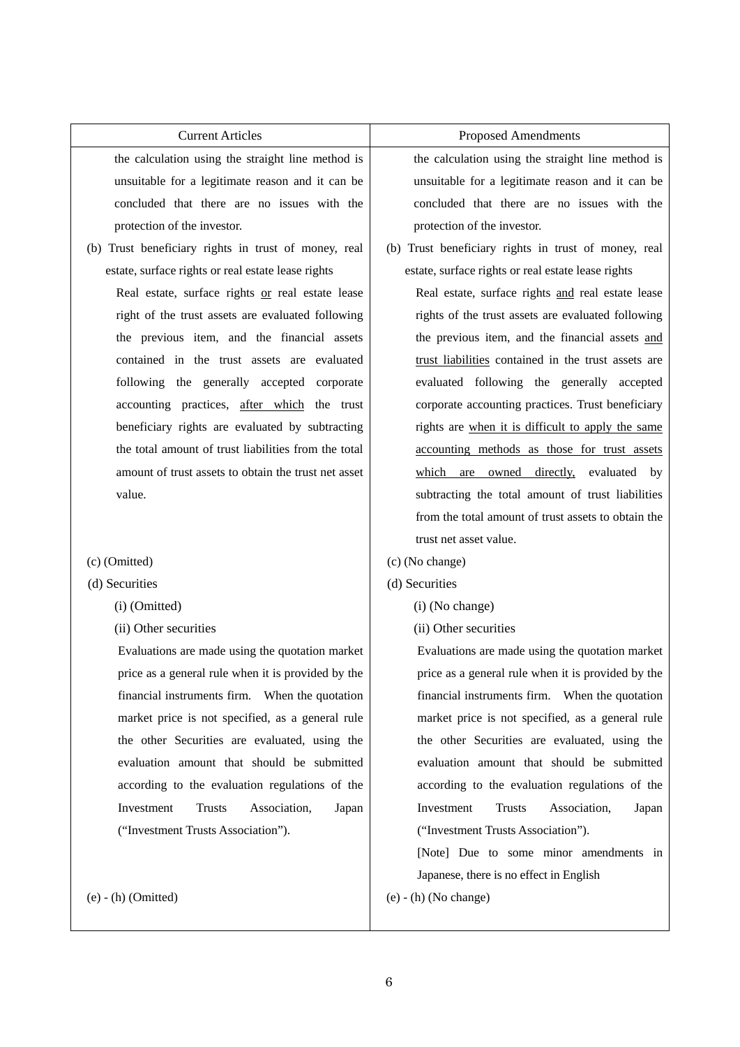| Current Articles | Proposed Amendments |
|---|---|
| the calculation using the straight line method is unsuitable for a legitimate reason and it can be concluded that there are no issues with the protection of the investor. | the calculation using the straight line method is unsuitable for a legitimate reason and it can be concluded that there are no issues with the protection of the investor. |
| (b) Trust beneficiary rights in trust of money, real estate, surface rights or real estate lease rights<br>Real estate, surface rights <u>or</u> real estate lease right of the trust assets are evaluated following the previous item, and the financial assets contained in the trust assets are evaluated following the generally accepted corporate accounting practices, <u>after which</u> the trust beneficiary rights are evaluated by subtracting the total amount of trust liabilities from the total amount of trust assets to obtain the trust net asset value. | (b) Trust beneficiary rights in trust of money, real estate, surface rights or real estate lease rights<br>Real estate, surface rights <u>and</u> real estate lease rights of the trust assets are evaluated following the previous item, and the financial assets <u>and trust liabilities</u> contained in the trust assets are evaluated following the generally accepted corporate accounting practices. Trust beneficiary rights are <u>when it is difficult to apply the same accounting methods as those for trust assets which are owned directly,</u> evaluated by subtracting the total amount of trust liabilities from the total amount of trust assets to obtain the trust net asset value. |
| (c) (Omitted) | (c) (No change) |
| (d) Securities | (d) Securities |
| (i) (Omitted) | (i) (No change) |
| (ii) Other securities<br>Evaluations are made using the quotation market price as a general rule when it is provided by the financial instruments firm. When the quotation market price is not specified, as a general rule the other Securities are evaluated, using the evaluation amount that should be submitted according to the evaluation regulations of the Investment Trusts Association, Japan ("Investment Trusts Association"). | (ii) Other securities<br>Evaluations are made using the quotation market price as a general rule when it is provided by the financial instruments firm. When the quotation market price is not specified, as a general rule the other Securities are evaluated, using the evaluation amount that should be submitted according to the evaluation regulations of the Investment Trusts Association, Japan ("Investment Trusts Association").<br>[Note] Due to some minor amendments in Japanese, there is no effect in English |
| (e) - (h) (Omitted) | (e) - (h) (No change) |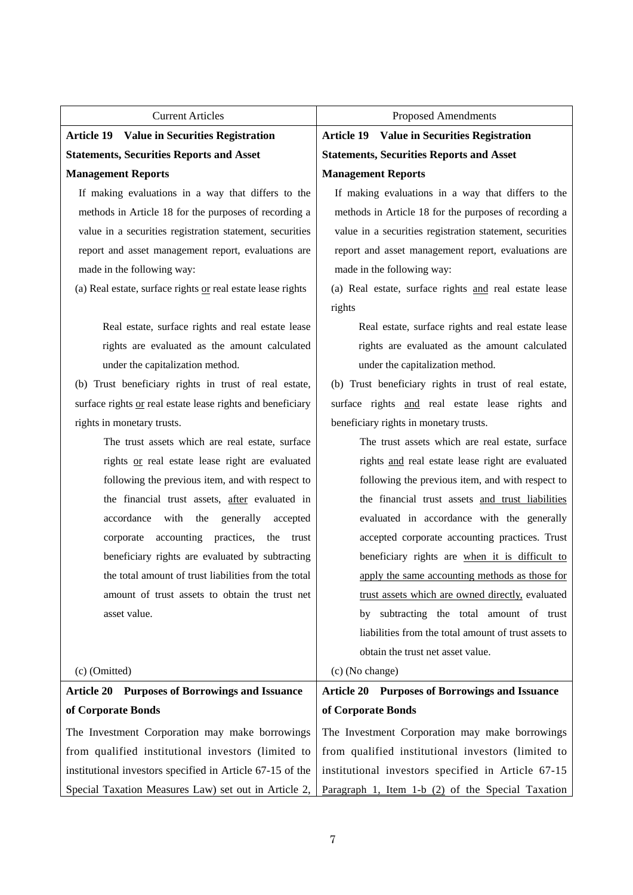| Current Articles | Proposed Amendments |
|---|---|
| **Article 19 Value in Securities Registration Statements, Securities Reports and Asset Management Reports** | **Article 19 Value in Securities Registration Statements, Securities Reports and Asset Management Reports** |
| If making evaluations in a way that differs to the methods in Article 18 for the purposes of recording a value in a securities registration statement, securities report and asset management report, evaluations are made in the following way: | If making evaluations in a way that differs to the methods in Article 18 for the purposes of recording a value in a securities registration statement, securities report and asset management report, evaluations are made in the following way: |
| (a) Real estate, surface rights <u>or</u> real estate lease rights | (a) Real estate, surface rights <u>and</u> real estate lease rights |
| Real estate, surface rights and real estate lease rights are evaluated as the amount calculated under the capitalization method. | Real estate, surface rights and real estate lease rights are evaluated as the amount calculated under the capitalization method. |
| (b) Trust beneficiary rights in trust of real estate, surface rights <u>or</u> real estate lease rights and beneficiary rights in monetary trusts. | (b) Trust beneficiary rights in trust of real estate, surface rights <u>and</u> real estate lease rights and beneficiary rights in monetary trusts. |
| The trust assets which are real estate, surface rights <u>or</u> real estate lease right are evaluated following the previous item, and with respect to the financial trust assets, <u>after</u> evaluated in accordance with the generally accepted corporate accounting practices, the trust beneficiary rights are evaluated by subtracting the total amount of trust liabilities from the total amount of trust assets to obtain the trust net asset value. | The trust assets which are real estate, surface rights <u>and</u> real estate lease right are evaluated following the previous item, and with respect to the financial trust assets <u>and trust liabilities</u> evaluated in accordance with the generally accepted corporate accounting practices. Trust beneficiary rights are <u>when it is difficult to apply the same accounting methods as those for trust assets which are owned directly,</u> evaluated by subtracting the total amount of trust liabilities from the total amount of trust assets to obtain the trust net asset value. |
| (c) (Omitted) | (c) (No change) |
| **Article 20 Purposes of Borrowings and Issuance of Corporate Bonds** | **Article 20 Purposes of Borrowings and Issuance of Corporate Bonds** |
| The Investment Corporation may make borrowings from qualified institutional investors (limited to institutional investors specified in Article 67-15 of the Special Taxation Measures Law) set out in Article 2, | The Investment Corporation may make borrowings from qualified institutional investors (limited to institutional investors specified in Article 67-15 <u>Paragraph 1, Item 1-b (2)</u> of the Special Taxation |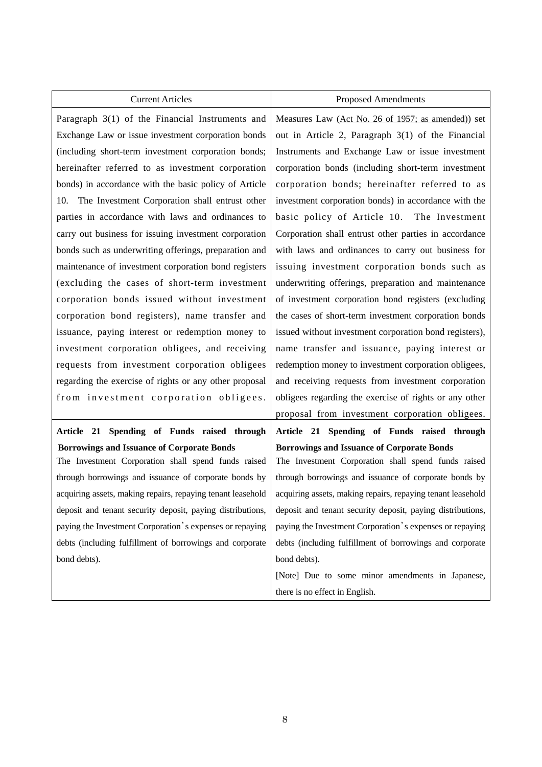| Current Articles | Proposed Amendments |
|---|---|
| Paragraph 3(1) of the Financial Instruments and Exchange Law or issue investment corporation bonds (including short-term investment corporation bonds; hereinafter referred to as investment corporation bonds) in accordance with the basic policy of Article 10. The Investment Corporation shall entrust other parties in accordance with laws and ordinances to carry out business for issuing investment corporation bonds such as underwriting offerings, preparation and maintenance of investment corporation bond registers (excluding the cases of short-term investment corporation bonds issued without investment corporation bond registers), name transfer and issuance, paying interest or redemption money to investment corporation obligees, and receiving requests from investment corporation obligees regarding the exercise of rights or any other proposal from investment corporation obligees. | Measures Law <u>(Act No. 26 of 1957; as amended)</u>) set out in Article 2, Paragraph 3(1) of the Financial Instruments and Exchange Law or issue investment corporation bonds (including short-term investment corporation bonds; hereinafter referred to as investment corporation bonds) in accordance with the basic policy of Article 10. The Investment Corporation shall entrust other parties in accordance with laws and ordinances to carry out business for issuing investment corporation bonds such as underwriting offerings, preparation and maintenance of investment corporation bond registers (excluding the cases of short-term investment corporation bonds issued without investment corporation bond registers), name transfer and issuance, paying interest or redemption money to investment corporation obligees, and receiving requests from investment corporation obligees regarding the exercise of rights or any other proposal from investment corporation obligees. |
| **Article 21 Spending of Funds raised through Borrowings and Issuance of Corporate Bonds**<br>The Investment Corporation shall spend funds raised through borrowings and issuance of corporate bonds by acquiring assets, making repairs, repaying tenant leasehold deposit and tenant security deposit, paying distributions, paying the Investment Corporation's expenses or repaying debts (including fulfillment of borrowings and corporate bond debts). | **Article 21 Spending of Funds raised through Borrowings and Issuance of Corporate Bonds**<br>The Investment Corporation shall spend funds raised through borrowings and issuance of corporate bonds by acquiring assets, making repairs, repaying tenant leasehold deposit and tenant security deposit, paying distributions, paying the Investment Corporation's expenses or repaying debts (including fulfillment of borrowings and corporate bond debts).<br>[Note] Due to some minor amendments in Japanese, there is no effect in English. |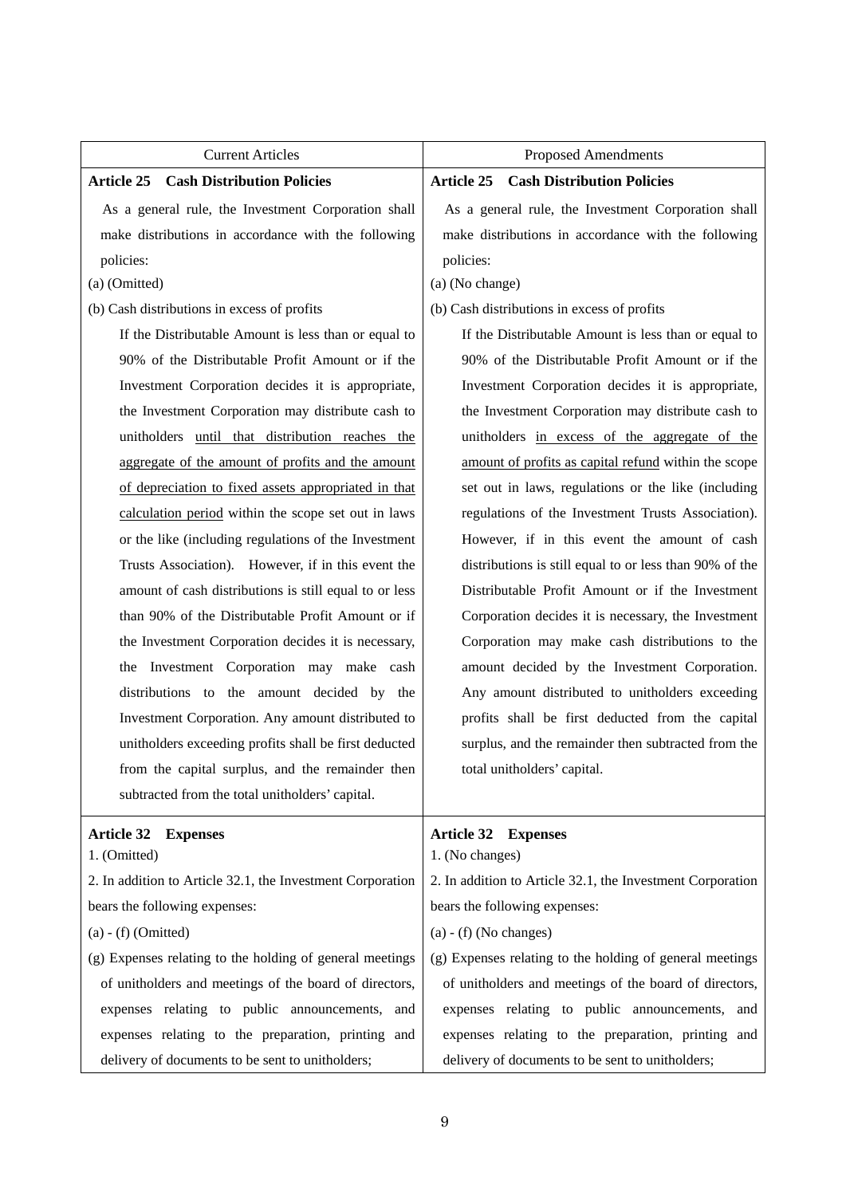| Current Articles | Proposed Amendments |
|---|---|
| **Article 25 Cash Distribution Policies**<br>As a general rule, the Investment Corporation shall make distributions in accordance with the following policies:<br>(a) (Omitted)<br>(b) Cash distributions in excess of profits<br>If the Distributable Amount is less than or equal to 90% of the Distributable Profit Amount or if the Investment Corporation decides it is appropriate, the Investment Corporation may distribute cash to unitholders <u>until that distribution reaches the aggregate of the amount of profits and the amount of depreciation to fixed assets appropriated in that calculation period</u> within the scope set out in laws or the like (including regulations of the Investment Trusts Association). However, if in this event the amount of cash distributions is still equal to or less than 90% of the Distributable Profit Amount or if the Investment Corporation decides it is necessary, the Investment Corporation may make cash distributions to the amount decided by the Investment Corporation. Any amount distributed to unitholders exceeding profits shall be first deducted from the capital surplus, and the remainder then subtracted from the total unitholders' capital. | **Article 25 Cash Distribution Policies**<br>As a general rule, the Investment Corporation shall make distributions in accordance with the following policies:<br>(a) (No change)<br>(b) Cash distributions in excess of profits<br>If the Distributable Amount is less than or equal to 90% of the Distributable Profit Amount or if the Investment Corporation decides it is appropriate, the Investment Corporation may distribute cash to unitholders <u>in excess of the aggregate of the amount of profits as capital refund</u> within the scope set out in laws, regulations or the like (including regulations of the Investment Trusts Association). However, if in this event the amount of cash distributions is still equal to or less than 90% of the Distributable Profit Amount or if the Investment Corporation decides it is necessary, the Investment Corporation may make cash distributions to the amount decided by the Investment Corporation. Any amount distributed to unitholders exceeding profits shall be first deducted from the capital surplus, and the remainder then subtracted from the total unitholders' capital. |
| **Article 32 Expenses**<br>1. (Omitted)<br>2. In addition to Article 32.1, the Investment Corporation bears the following expenses:<br>(a) - (f) (Omitted)<br>(g) Expenses relating to the holding of general meetings of unitholders and meetings of the board of directors, expenses relating to public announcements, and expenses relating to the preparation, printing and delivery of documents to be sent to unitholders; | **Article 32 Expenses**<br>1. (No changes)<br>2. In addition to Article 32.1, the Investment Corporation bears the following expenses:<br>(a) - (f) (No changes)<br>(g) Expenses relating to the holding of general meetings of unitholders and meetings of the board of directors, expenses relating to public announcements, and expenses relating to the preparation, printing and delivery of documents to be sent to unitholders; |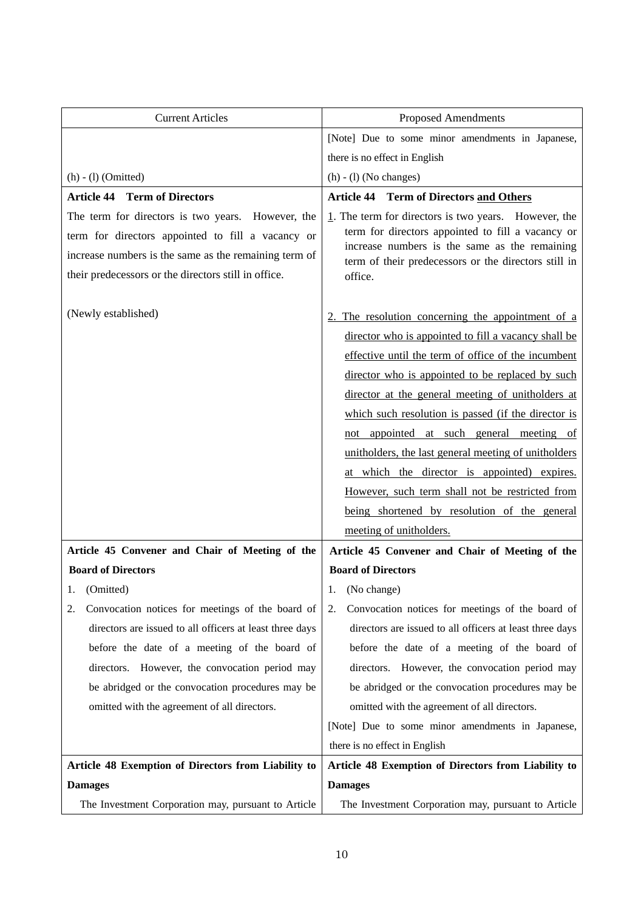| Current Articles | Proposed Amendments |
|---|---|
| (h) - (l) (Omitted) | [Note] Due to some minor amendments in Japanese, there is no effect in English<br>(h) - (l) (No changes) |
| **Article 44 Term of Directors**<br>The term for directors is two years. However, the term for directors appointed to fill a vacancy or increase numbers is the same as the remaining term of their predecessors or the directors still in office.<br><br>(Newly established) | **Article 44 Term of Directors <u>and Others</u>**<br><u>1</u>. The term for directors is two years. However, the term for directors appointed to fill a vacancy or increase numbers is the same as the remaining term of their predecessors or the directors still in office.<br><br><u>2. The resolution concerning the appointment of a director who is appointed to fill a vacancy shall be effective until the term of office of the incumbent director who is appointed to be replaced by such director at the general meeting of unitholders at which such resolution is passed (if the director is not appointed at such general meeting of unitholders, the last general meeting of unitholders at which the director is appointed) expires. However, such term shall not be restricted from being shortened by resolution of the general meeting of unitholders.</u> |
| **Article 45 Convener and Chair of Meeting of the Board of Directors**<br>1. (Omitted)<br>2. Convocation notices for meetings of the board of directors are issued to all officers at least three days before the date of a meeting of the board of directors. However, the convocation period may be abridged or the convocation procedures may be omitted with the agreement of all directors. | **Article 45 Convener and Chair of Meeting of the Board of Directors**<br>1. (No change)<br>2. Convocation notices for meetings of the board of directors are issued to all officers at least three days before the date of a meeting of the board of directors. However, the convocation period may be abridged or the convocation procedures may be omitted with the agreement of all directors.<br>[Note] Due to some minor amendments in Japanese, there is no effect in English |
| **Article 48 Exemption of Directors from Liability to Damages**<br>The Investment Corporation may, pursuant to Article | **Article 48 Exemption of Directors from Liability to Damages**<br>The Investment Corporation may, pursuant to Article |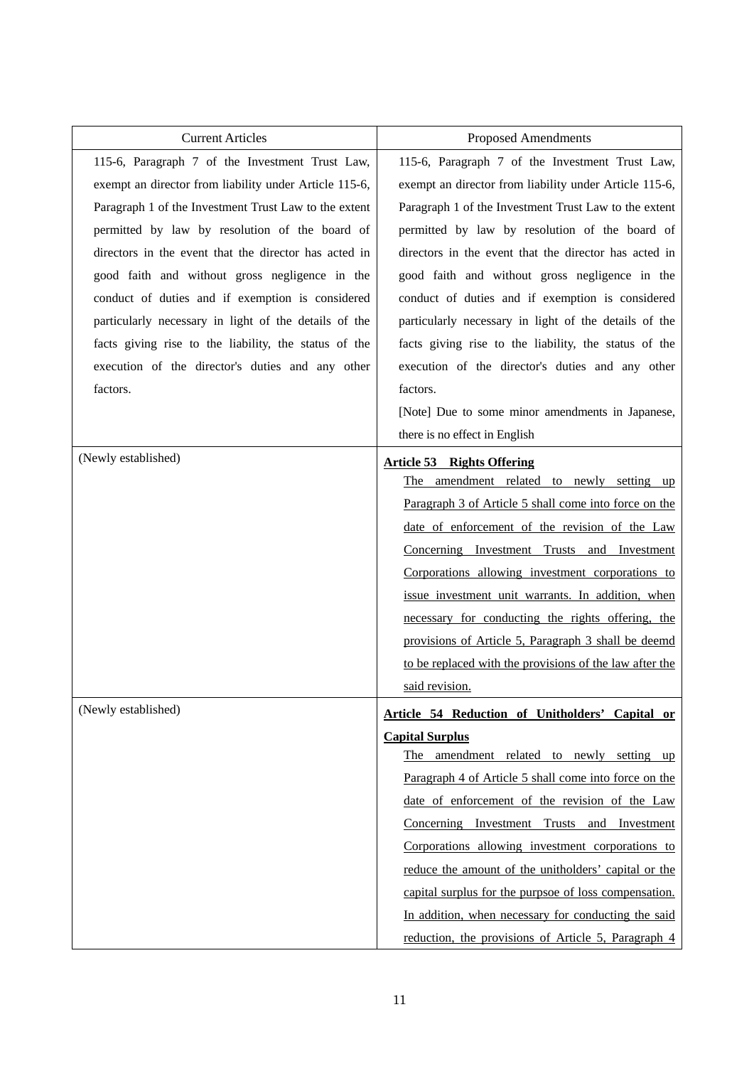| Current Articles | Proposed Amendments |
|---|---|
| 115-6, Paragraph 7 of the Investment Trust Law, exempt an director from liability under Article 115-6, Paragraph 1 of the Investment Trust Law to the extent permitted by law by resolution of the board of directors in the event that the director has acted in good faith and without gross negligence in the conduct of duties and if exemption is considered particularly necessary in light of the details of the facts giving rise to the liability, the status of the execution of the director's duties and any other factors. | 115-6, Paragraph 7 of the Investment Trust Law, exempt an director from liability under Article 115-6, Paragraph 1 of the Investment Trust Law to the extent permitted by law by resolution of the board of directors in the event that the director has acted in good faith and without gross negligence in the conduct of duties and if exemption is considered particularly necessary in light of the details of the facts giving rise to the liability, the status of the execution of the director's duties and any other factors. [Note] Due to some minor amendments in Japanese, there is no effect in English |
| (Newly established) | <u>**Article 53 Rights Offering**</u> <u>The amendment related to newly setting up Paragraph 3 of Article 5 shall come into force on the date of enforcement of the revision of the Law Concerning Investment Trusts and Investment Corporations allowing investment corporations to issue investment unit warrants. In addition, when necessary for conducting the rights offering, the provisions of Article 5, Paragraph 3 shall be deemd to be replaced with the provisions of the law after the said revision.</u> |
| (Newly established) | <u>**Article 54 Reduction of Unitholders' Capital or Capital Surplus**</u> <u>The amendment related to newly setting up Paragraph 4 of Article 5 shall come into force on the date of enforcement of the revision of the Law Concerning Investment Trusts and Investment Corporations allowing investment corporations to reduce the amount of the unitholders' capital or the capital surplus for the purpsoe of loss compensation. In addition, when necessary for conducting the said reduction, the provisions of Article 5, Paragraph 4</u> |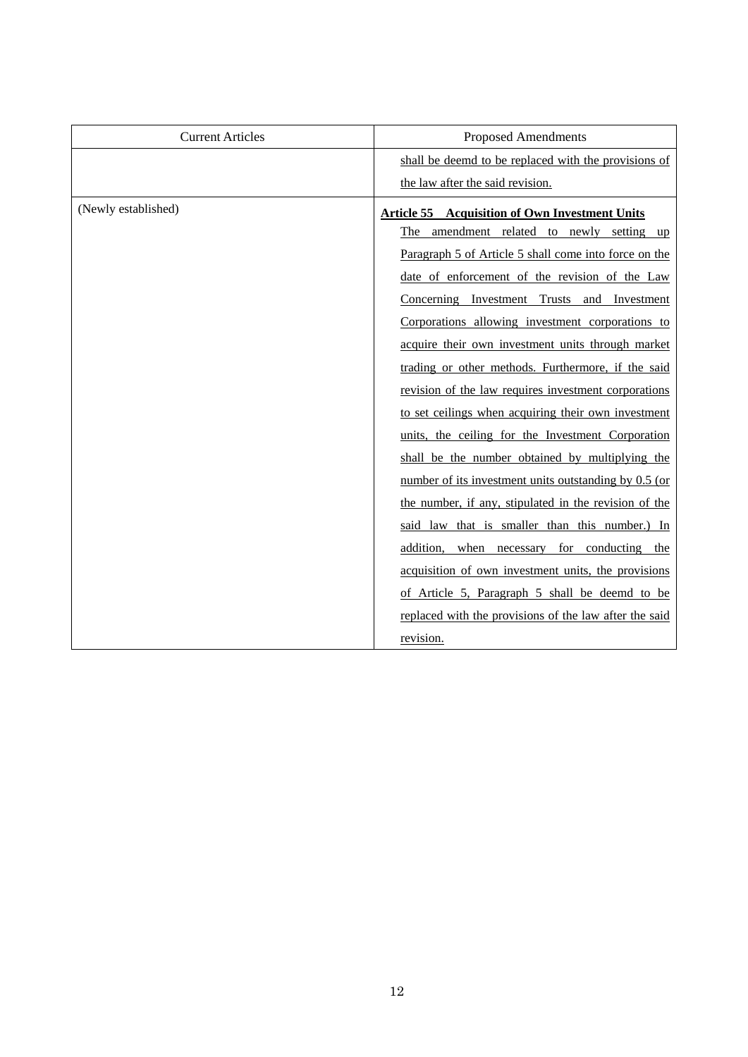| Current Articles | Proposed Amendments |
|---|---|
| | shall be deemd to be replaced with the provisions of the law after the said revision. |
| (Newly established) | **Article 55 Acquisition of Own Investment Units** The amendment related to newly setting up Paragraph 5 of Article 5 shall come into force on the date of enforcement of the revision of the Law Concerning Investment Trusts and Investment Corporations allowing investment corporations to acquire their own investment units through market trading or other methods. Furthermore, if the said revision of the law requires investment corporations to set ceilings when acquiring their own investment units, the ceiling for the Investment Corporation shall be the number obtained by multiplying the number of its investment units outstanding by 0.5 (or the number, if any, stipulated in the revision of the said law that is smaller than this number.) In addition, when necessary for conducting the acquisition of own investment units, the provisions of Article 5, Paragraph 5 shall be deemd to be replaced with the provisions of the law after the said revision. |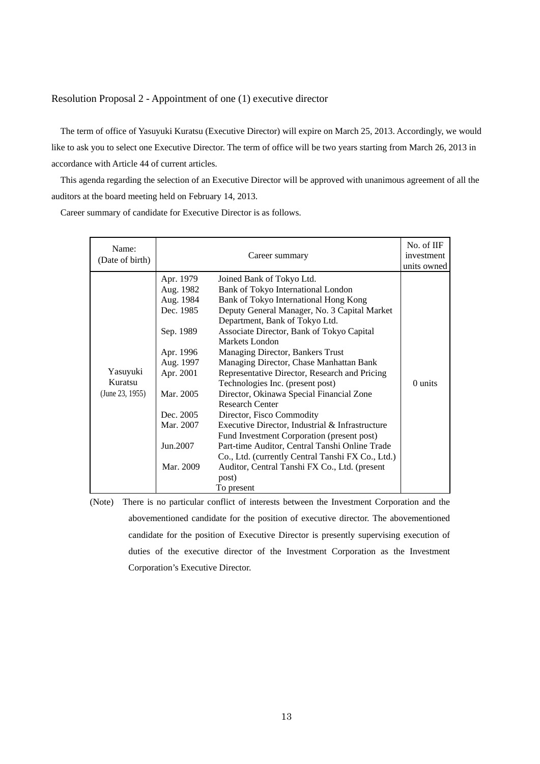## Resolution Proposal 2 - Appointment of one (1) executive director

The term of office of Yasuyuki Kuratsu (Executive Director) will expire on March 25, 2013. Accordingly, we would like to ask you to select one Executive Director. The term of office will be two years starting from March 26, 2013 in accordance with Article 44 of current articles.

This agenda regarding the selection of an Executive Director will be approved with unanimous agreement of all the auditors at the board meeting held on February 14, 2013.

Career summary of candidate for Executive Director is as follows.

| Name: (Date of birth) | Career summary | | No. of IIF investment units owned |
|---|---|---|---|
| Yasuyuki Kuratsu (June 23, 1955) | Apr. 1979 | Joined Bank of Tokyo Ltd. | 0 units |
| | Aug. 1982 | Bank of Tokyo International London | |
| | Aug. 1984 | Bank of Tokyo International Hong Kong | |
| | Dec. 1985 | Deputy General Manager, No. 3 Capital Market Department, Bank of Tokyo Ltd. | |
| | Sep. 1989 | Associate Director, Bank of Tokyo Capital Markets London | |
| | Apr. 1996 | Managing Director, Bankers Trust | |
| | Aug. 1997 | Managing Director, Chase Manhattan Bank | |
| | Apr. 2001 | Representative Director, Research and Pricing Technologies Inc. (present post) | |
| | Mar. 2005 | Director, Okinawa Special Financial Zone Research Center | |
| | Dec. 2005 | Director, Fisco Commodity | |
| | Mar. 2007 | Executive Director, Industrial & Infrastructure Fund Investment Corporation (present post) | |
| | Jun.2007 | Part-time Auditor, Central Tanshi Online Trade Co., Ltd. (currently Central Tanshi FX Co., Ltd.) | |
| | Mar. 2009 | Auditor, Central Tanshi FX Co., Ltd. (present post) | |
| | | To present | |

(Note) There is no particular conflict of interests between the Investment Corporation and the abovementioned candidate for the position of executive director. The abovementioned candidate for the position of Executive Director is presently supervising execution of duties of the executive director of the Investment Corporation as the Investment Corporation's Executive Director.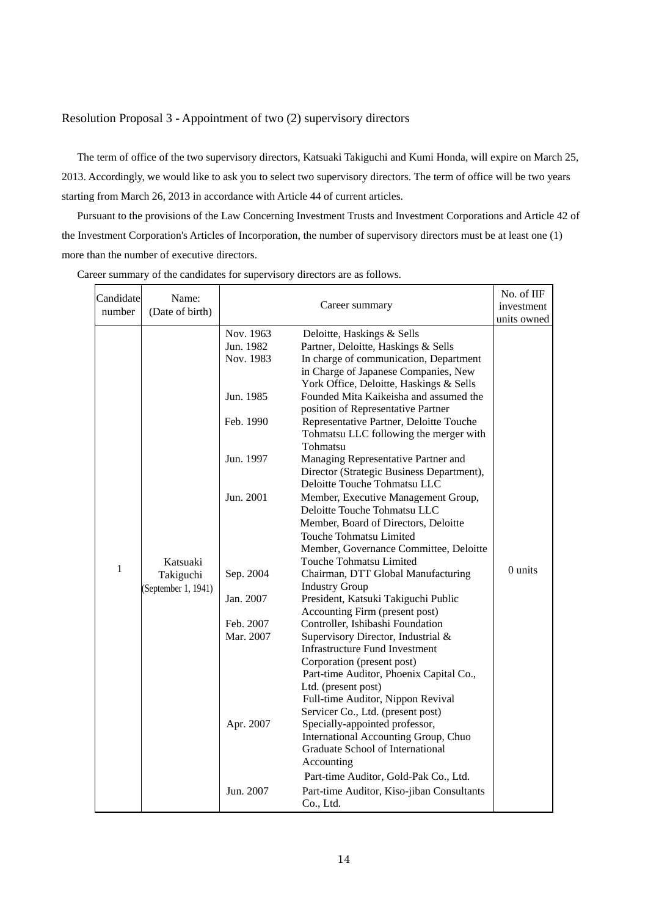Resolution Proposal 3 - Appointment of two (2) supervisory directors

The term of office of the two supervisory directors, Katsuaki Takiguchi and Kumi Honda, will expire on March 25, 2013. Accordingly, we would like to ask you to select two supervisory directors. The term of office will be two years starting from March 26, 2013 in accordance with Article 44 of current articles.

Pursuant to the provisions of the Law Concerning Investment Trusts and Investment Corporations and Article 42 of the Investment Corporation's Articles of Incorporation, the number of supervisory directors must be at least one (1) more than the number of executive directors.

Career summary of the candidates for supervisory directors are as follows.

| Candidate number | Name: (Date of birth) | Career summary | | No. of IIF investment units owned |
|---|---|---|---|---|
| 1 | Katsuaki Takiguchi (September 1, 1941) | Nov. 1963 | Deloitte, Haskings & Sells | 0 units |
| | | Jun. 1982 | Partner, Deloitte, Haskings & Sells | |
| | | Nov. 1983 | In charge of communication, Department in Charge of Japanese Companies, New York Office, Deloitte, Haskings & Sells | |
| | | Jun. 1985 | Founded Mita Kaikeisha and assumed the position of Representative Partner | |
| | | Feb. 1990 | Representative Partner, Deloitte Touche Tohmatsu LLC following the merger with Tohmatsu | |
| | | Jun. 1997 | Managing Representative Partner and Director (Strategic Business Department), Deloitte Touche Tohmatsu LLC | |
| | | Jun. 2001 | Member, Executive Management Group, Deloitte Touche Tohmatsu LLC<br>Member, Board of Directors, Deloitte Touche Tohmatsu Limited<br>Member, Governance Committee, Deloitte Touche Tohmatsu Limited | |
| | | Sep. 2004 | Chairman, DTT Global Manufacturing Industry Group | |
| | | Jan. 2007 | President, Katsuki Takiguchi Public Accounting Firm (present post) | |
| | | Feb. 2007 | Controller, Ishibashi Foundation | |
| | | Mar. 2007 | Supervisory Director, Industrial & Infrastructure Fund Investment Corporation (present post)<br>Part-time Auditor, Phoenix Capital Co., Ltd. (present post)<br>Full-time Auditor, Nippon Revival Servicer Co., Ltd. (present post) | |
| | | Apr. 2007 | Specially-appointed professor, International Accounting Group, Chuo Graduate School of International Accounting<br>Part-time Auditor, Gold-Pak Co., Ltd. | |
| | | Jun. 2007 | Part-time Auditor, Kiso-jiban Consultants Co., Ltd. | |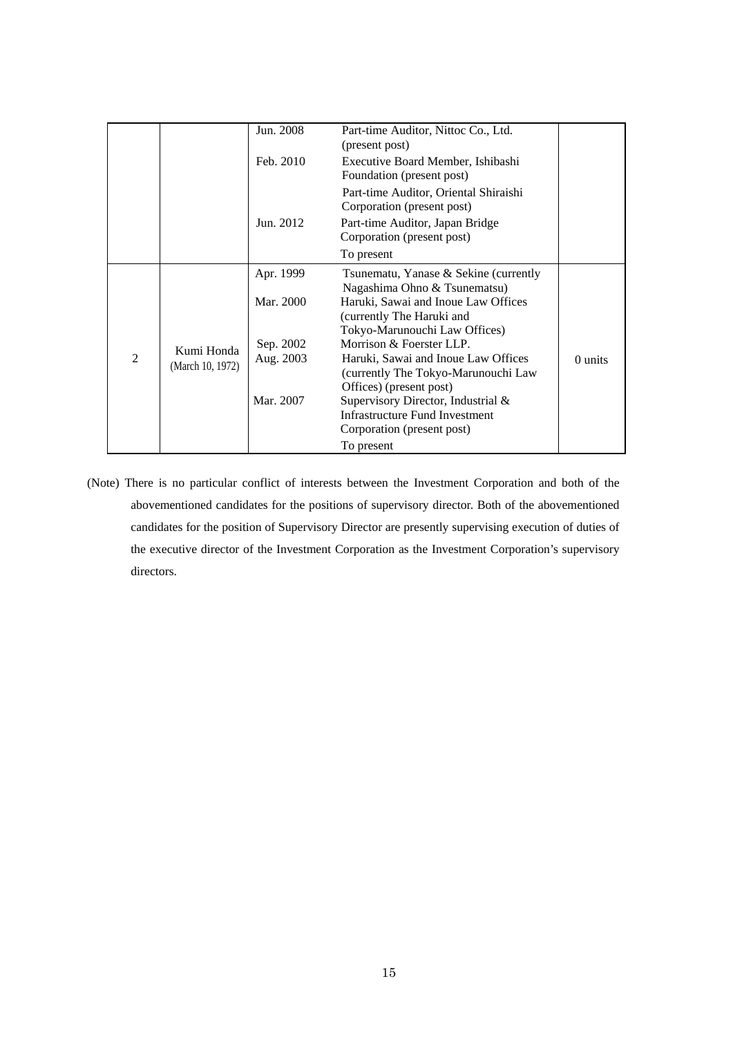| | | | | |
|---|---|---|---|---|
| | | Jun. 2008 | Part-time Auditor, Nittoc Co., Ltd. (present post) | |
| | | Feb. 2010 | Executive Board Member, Ishibashi Foundation (present post) | |
| | | | Part-time Auditor, Oriental Shiraishi Corporation (present post) | |
| | | Jun. 2012 | Part-time Auditor, Japan Bridge Corporation (present post) | |
| | | | To present | |
| 2 | Kumi Honda (March 10, 1972) | Apr. 1999 | Tsunematu, Yanase & Sekine (currently Nagashima Ohno & Tsunematsu) | 0 units |
| | | Mar. 2000 | Haruki, Sawai and Inoue Law Offices (currently The Haruki and Tokyo-Marunouchi Law Offices) | |
| | | Sep. 2002 | Morrison & Foerster LLP. | |
| | | Aug. 2003 | Haruki, Sawai and Inoue Law Offices (currently The Tokyo-Marunouchi Law Offices) (present post) | |
| | | Mar. 2007 | Supervisory Director, Industrial & Infrastructure Fund Investment Corporation (present post) | |
| | | | To present | |

(Note) There is no particular conflict of interests between the Investment Corporation and both of the abovementioned candidates for the positions of supervisory director. Both of the abovementioned candidates for the position of Supervisory Director are presently supervising execution of duties of the executive director of the Investment Corporation as the Investment Corporation's supervisory directors.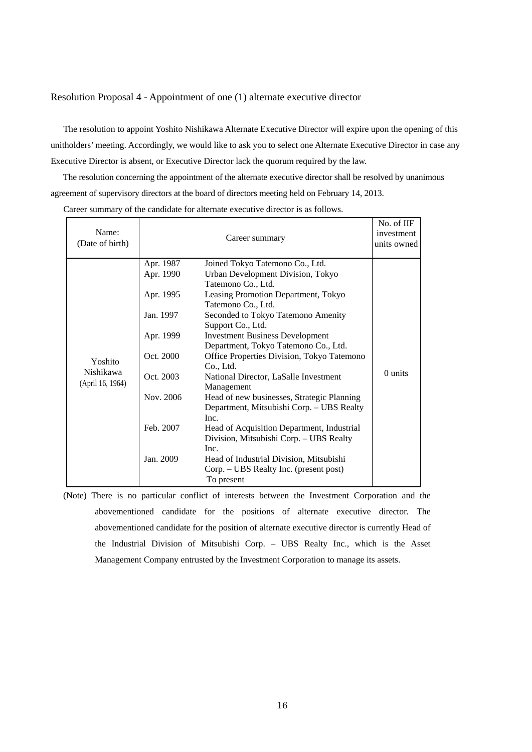## Resolution Proposal 4 - Appointment of one (1) alternate executive director

The resolution to appoint Yoshito Nishikawa Alternate Executive Director will expire upon the opening of this unitholders' meeting. Accordingly, we would like to ask you to select one Alternate Executive Director in case any Executive Director is absent, or Executive Director lack the quorum required by the law.

The resolution concerning the appointment of the alternate executive director shall be resolved by unanimous agreement of supervisory directors at the board of directors meeting held on February 14, 2013.

Career summary of the candidate for alternate executive director is as follows.

| Name: (Date of birth) | Career summary | | No. of IIF investment units owned |
|---|---|---|---|
| Yoshito Nishikawa (April 16, 1964) | Apr. 1987 | Joined Tokyo Tatemono Co., Ltd. | 0 units |
| | Apr. 1990 | Urban Development Division, Tokyo Tatemono Co., Ltd. | |
| | Apr. 1995 | Leasing Promotion Department, Tokyo Tatemono Co., Ltd. | |
| | Jan. 1997 | Seconded to Tokyo Tatemono Amenity Support Co., Ltd. | |
| | Apr. 1999 | Investment Business Development Department, Tokyo Tatemono Co., Ltd. | |
| | Oct. 2000 | Office Properties Division, Tokyo Tatemono Co., Ltd. | |
| | Oct. 2003 | National Director, LaSalle Investment Management | |
| | Nov. 2006 | Head of new businesses, Strategic Planning Department, Mitsubishi Corp. – UBS Realty Inc. | |
| | Feb. 2007 | Head of Acquisition Department, Industrial Division, Mitsubishi Corp. – UBS Realty Inc. | |
| | Jan. 2009 | Head of Industrial Division, Mitsubishi Corp. – UBS Realty Inc. (present post) To present | |

(Note) There is no particular conflict of interests between the Investment Corporation and the abovementioned candidate for the positions of alternate executive director. The abovementioned candidate for the position of alternate executive director is currently Head of the Industrial Division of Mitsubishi Corp. – UBS Realty Inc., which is the Asset Management Company entrusted by the Investment Corporation to manage its assets.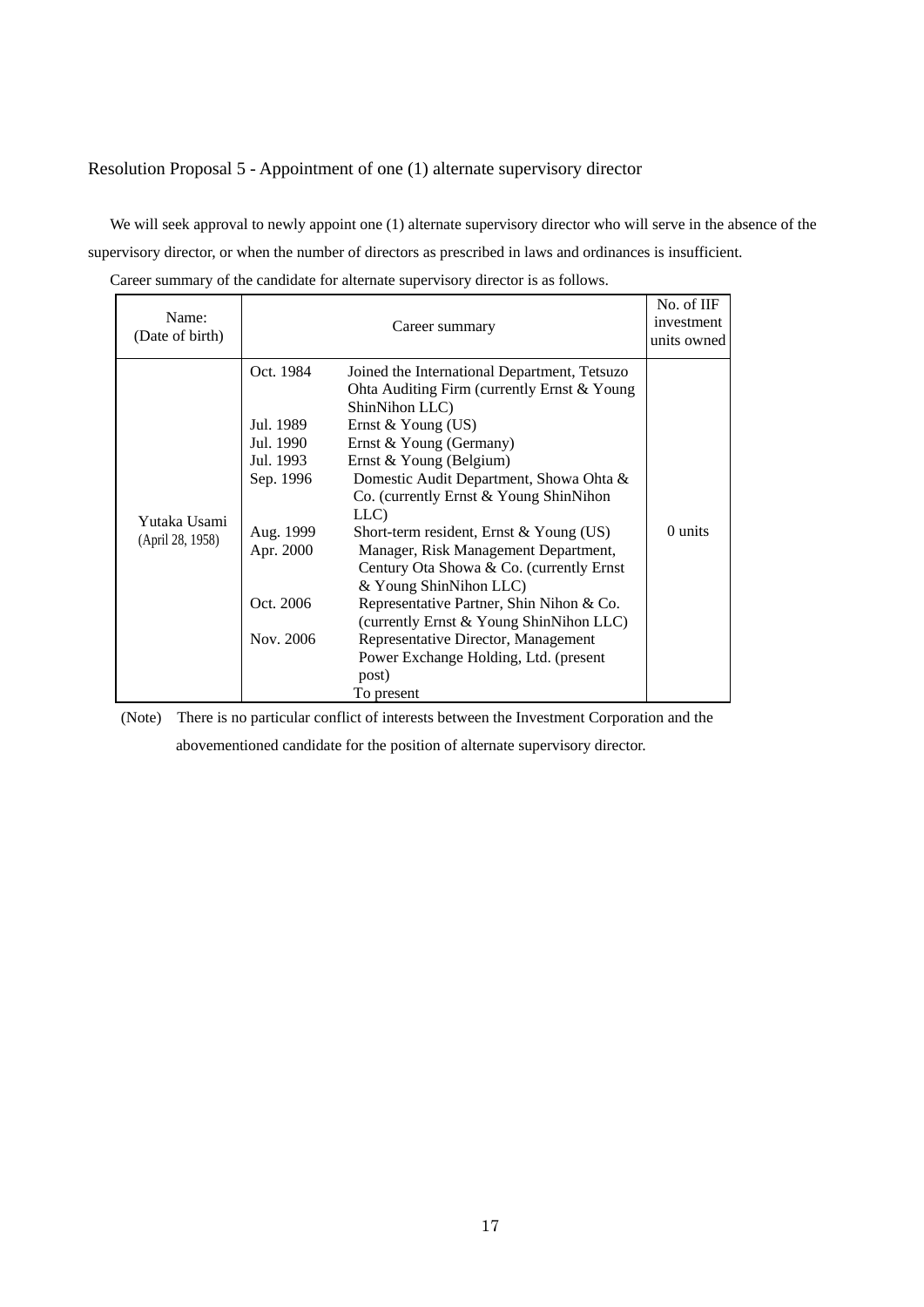## Resolution Proposal 5 - Appointment of one (1) alternate supervisory director

We will seek approval to newly appoint one (1) alternate supervisory director who will serve in the absence of the supervisory director, or when the number of directors as prescribed in laws and ordinances is insufficient.

Career summary of the candidate for alternate supervisory director is as follows.

| Name: (Date of birth) | Career summary | | No. of IIF investment units owned |
|---|---|---|---|
| Yutaka Usami (April 28, 1958) | Oct. 1984 | Joined the International Department, Tetsuzo Ohta Auditing Firm (currently Ernst & Young ShinNihon LLC) | 0 units |
| | Jul. 1989 | Ernst & Young (US) | |
| | Jul. 1990 | Ernst & Young (Germany) | |
| | Jul. 1993 | Ernst & Young (Belgium) | |
| | Sep. 1996 | Domestic Audit Department, Showa Ohta & Co. (currently Ernst & Young ShinNihon LLC) | |
| | Aug. 1999 | Short-term resident, Ernst & Young (US) | |
| | Apr. 2000 | Manager, Risk Management Department, Century Ota Showa & Co. (currently Ernst & Young ShinNihon LLC) | |
| | Oct. 2006 | Representative Partner, Shin Nihon & Co. (currently Ernst & Young ShinNihon LLC) | |
| | Nov. 2006 | Representative Director, Management Power Exchange Holding, Ltd. (present post) | |
| | | To present | |

(Note) There is no particular conflict of interests between the Investment Corporation and the abovementioned candidate for the position of alternate supervisory director.